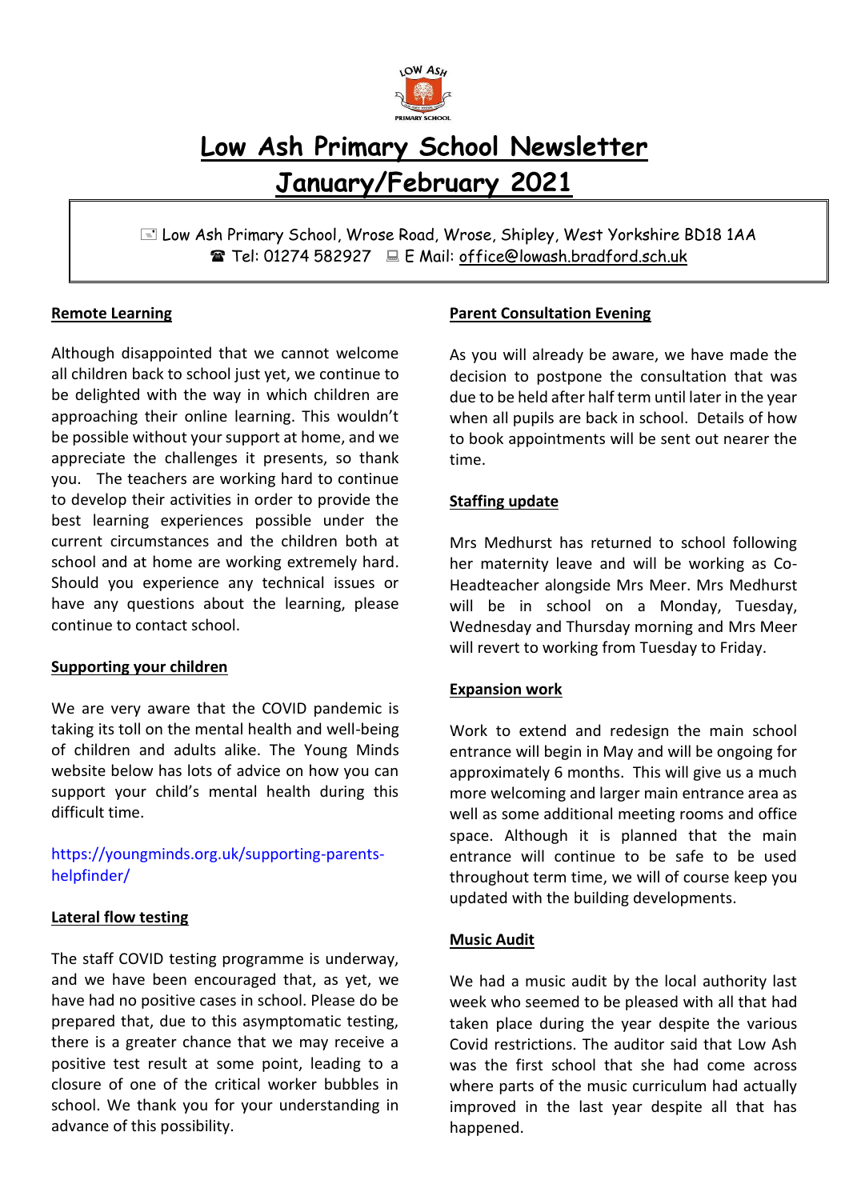# Low Ash Primary School Newsletter
# January/February 2021

✉ Low Ash Primary School, Wrose Road, Wrose, Shipley, West Yorkshire BD18 1AA
☎ Tel: 01274 582927 💻 E Mail: office@lowash.bradford.sch.uk

## Remote Learning

Although disappointed that we cannot welcome all children back to school just yet, we continue to be delighted with the way in which children are approaching their online learning. This wouldn't be possible without your support at home, and we appreciate the challenges it presents, so thank you. The teachers are working hard to continue to develop their activities in order to provide the best learning experiences possible under the current circumstances and the children both at school and at home are working extremely hard. Should you experience any technical issues or have any questions about the learning, please continue to contact school.

## Supporting your children

We are very aware that the COVID pandemic is taking its toll on the mental health and well-being of children and adults alike. The Young Minds website below has lots of advice on how you can support your child's mental health during this difficult time.

https://youngminds.org.uk/supporting-parents-helpfinder/

## Lateral flow testing

The staff COVID testing programme is underway, and we have been encouraged that, as yet, we have had no positive cases in school. Please do be prepared that, due to this asymptomatic testing, there is a greater chance that we may receive a positive test result at some point, leading to a closure of one of the critical worker bubbles in school. We thank you for your understanding in advance of this possibility.

## Parent Consultation Evening

As you will already be aware, we have made the decision to postpone the consultation that was due to be held after half term until later in the year when all pupils are back in school. Details of how to book appointments will be sent out nearer the time.

## Staffing update

Mrs Medhurst has returned to school following her maternity leave and will be working as Co-Headteacher alongside Mrs Meer. Mrs Medhurst will be in school on a Monday, Tuesday, Wednesday and Thursday morning and Mrs Meer will revert to working from Tuesday to Friday.

## Expansion work

Work to extend and redesign the main school entrance will begin in May and will be ongoing for approximately 6 months. This will give us a much more welcoming and larger main entrance area as well as some additional meeting rooms and office space. Although it is planned that the main entrance will continue to be safe to be used throughout term time, we will of course keep you updated with the building developments.

## Music Audit

We had a music audit by the local authority last week who seemed to be pleased with all that had taken place during the year despite the various Covid restrictions. The auditor said that Low Ash was the first school that she had come across where parts of the music curriculum had actually improved in the last year despite all that has happened.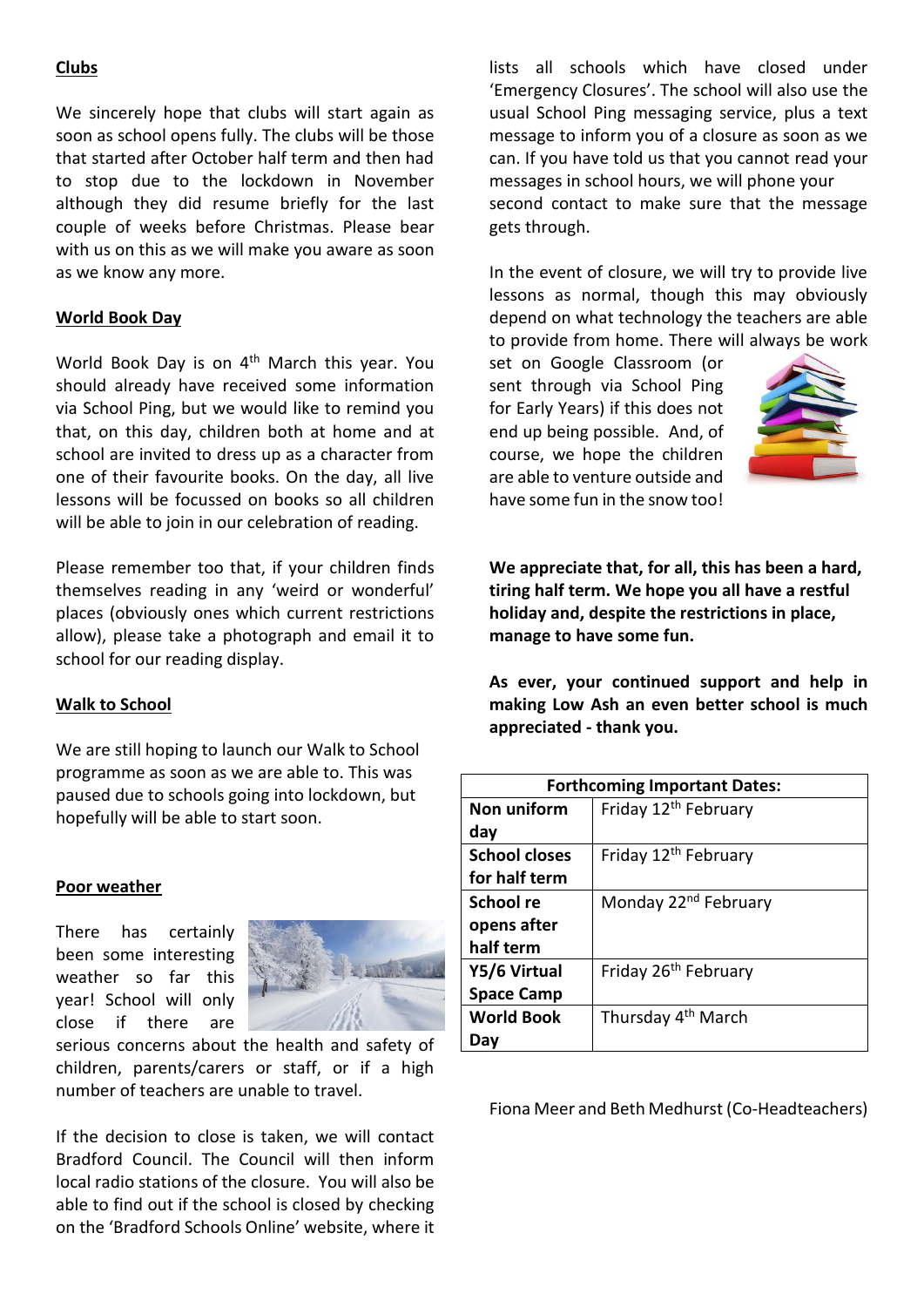## Clubs

We sincerely hope that clubs will start again as soon as school opens fully. The clubs will be those that started after October half term and then had to stop due to the lockdown in November although they did resume briefly for the last couple of weeks before Christmas. Please bear with us on this as we will make you aware as soon as we know any more.

## World Book Day

World Book Day is on 4th March this year. You should already have received some information via School Ping, but we would like to remind you that, on this day, children both at home and at school are invited to dress up as a character from one of their favourite books. On the day, all live lessons will be focussed on books so all children will be able to join in our celebration of reading.

Please remember too that, if your children finds themselves reading in any 'weird or wonderful' places (obviously ones which current restrictions allow), please take a photograph and email it to school for our reading display.

## Walk to School

We are still hoping to launch our Walk to School programme as soon as we are able to. This was paused due to schools going into lockdown, but hopefully will be able to start soon.

## Poor weather

There has certainly been some interesting weather so far this year! School will only close if there are serious concerns about the health and safety of children, parents/carers or staff, or if a high number of teachers are unable to travel.

If the decision to close is taken, we will contact Bradford Council. The Council will then inform local radio stations of the closure. You will also be able to find out if the school is closed by checking on the 'Bradford Schools Online' website, where it lists all schools which have closed under 'Emergency Closures'. The school will also use the usual School Ping messaging service, plus a text message to inform you of a closure as soon as we can. If you have told us that you cannot read your messages in school hours, we will phone your second contact to make sure that the message gets through.

In the event of closure, we will try to provide live lessons as normal, though this may obviously depend on what technology the teachers are able to provide from home. There will always be work set on Google Classroom (or sent through via School Ping for Early Years) if this does not end up being possible. And, of course, we hope the children are able to venture outside and have some fun in the snow too!

**We appreciate that, for all, this has been a hard, tiring half term. We hope you all have a restful holiday and, despite the restrictions in place, manage to have some fun.**

**As ever, your continued support and help in making Low Ash an even better school is much appreciated - thank you.**

| **Forthcoming Important Dates:** | |
|---|---|
| **Non uniform day** | Friday 12th February |
| **School closes for half term** | Friday 12th February |
| **School re opens after half term** | Monday 22nd February |
| **Y5/6 Virtual Space Camp** | Friday 26th February |
| **World Book Day** | Thursday 4th March |

Fiona Meer and Beth Medhurst (Co-Headteachers)